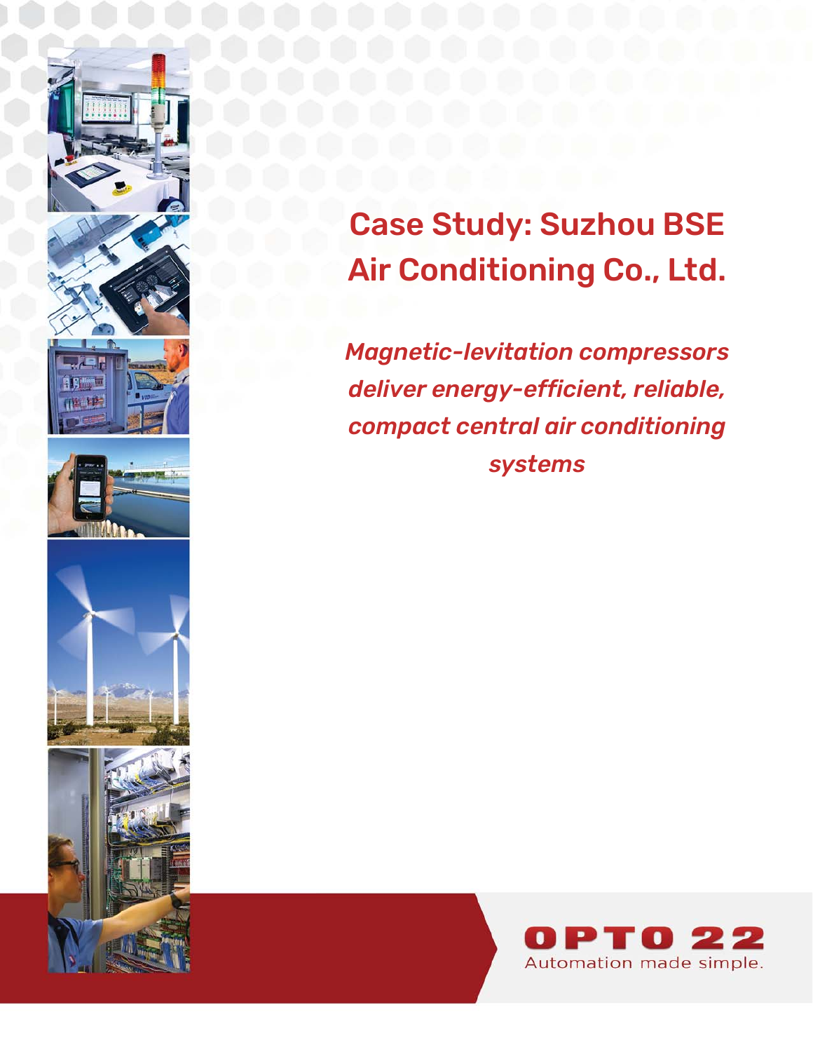# Case Study: Suzhou BSE Air Conditioning Co., Ltd.

*Magnetic-levitation compressors deliver energy-efficient, reliable, compact central air conditioning systems*

OPTO 22

Automation made simple.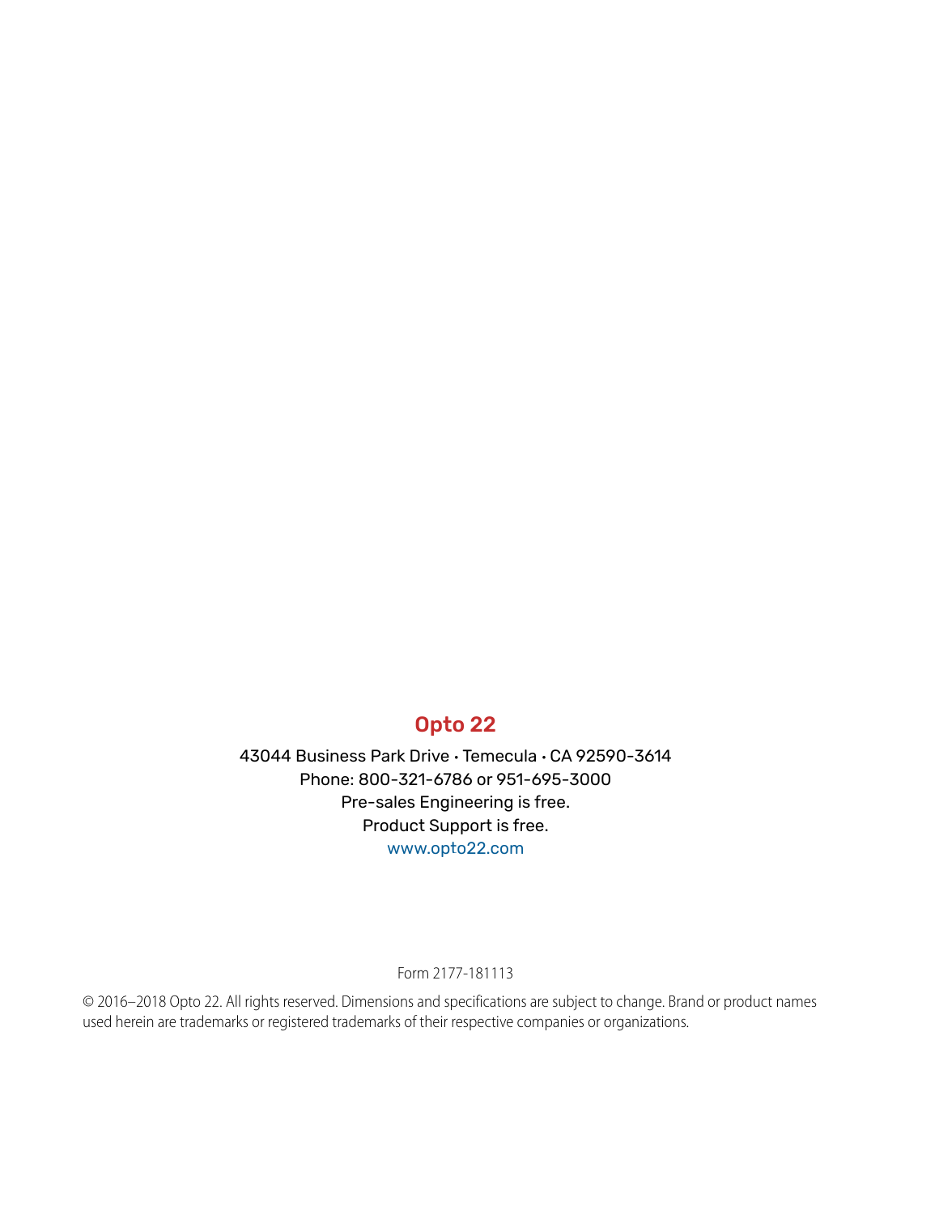**Opto 22**

43044 Business Park Drive • Temecula • CA 92590-3614
Phone: 800-321-6786 or 951-695-3000
Pre-sales Engineering is free.
Product Support is free.
www.opto22.com

Form 2177-181113

© 2016–2018 Opto 22. All rights reserved. Dimensions and specifications are subject to change. Brand or product names used herein are trademarks or registered trademarks of their respective companies or organizations.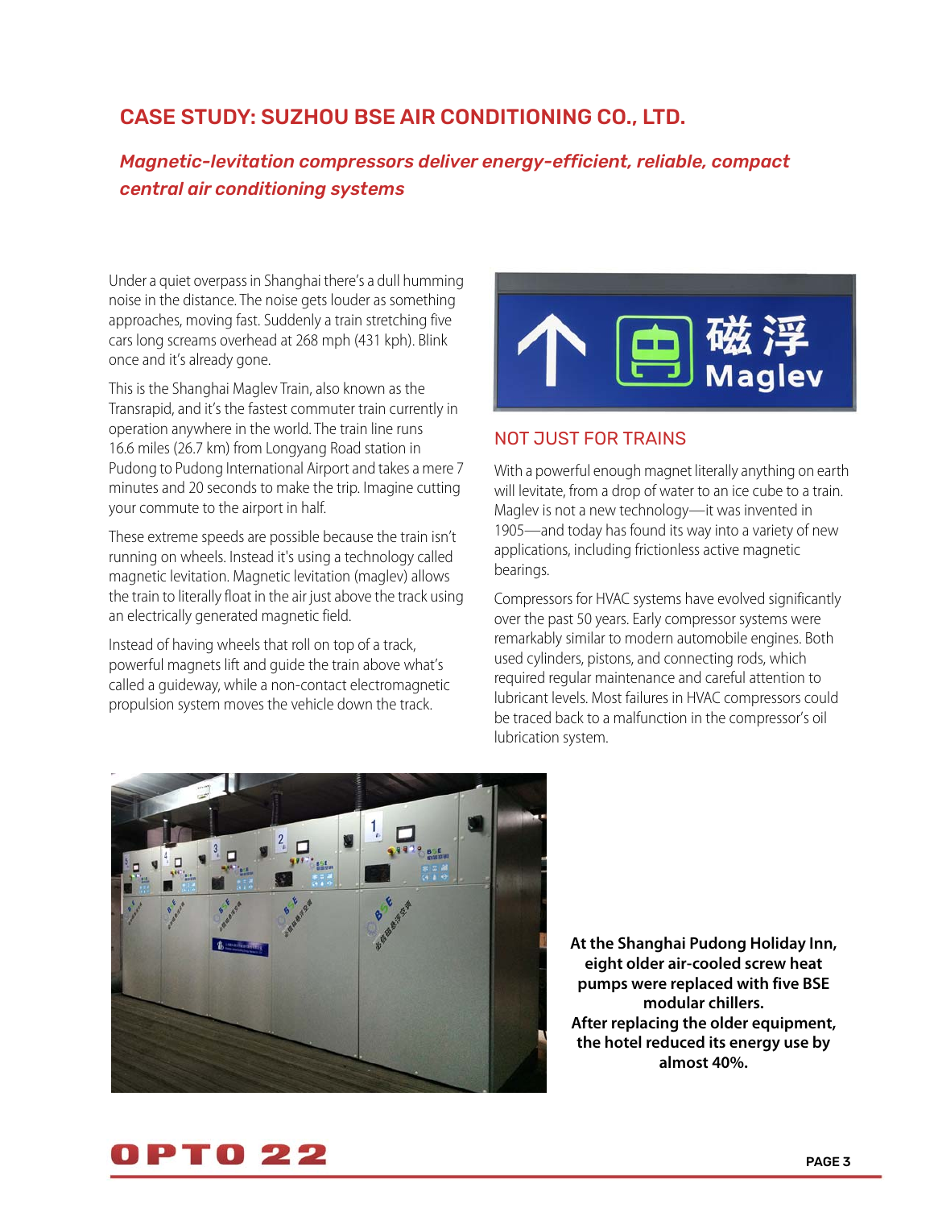## CASE STUDY: SUZHOU BSE AIR CONDITIONING CO., LTD.

***Magnetic-levitation compressors deliver energy-efficient, reliable, compact central air conditioning systems***

Under a quiet overpass in Shanghai there's a dull humming noise in the distance. The noise gets louder as something approaches, moving fast. Suddenly a train stretching five cars long screams overhead at 268 mph (431 kph). Blink once and it's already gone.

This is the Shanghai Maglev Train, also known as the Transrapid, and it's the fastest commuter train currently in operation anywhere in the world. The train line runs 16.6 miles (26.7 km) from Longyang Road station in Pudong to Pudong International Airport and takes a mere 7 minutes and 20 seconds to make the trip. Imagine cutting your commute to the airport in half.

These extreme speeds are possible because the train isn't running on wheels. Instead it's using a technology called magnetic levitation. Magnetic levitation (maglev) allows the train to literally float in the air just above the track using an electrically generated magnetic field.

Instead of having wheels that roll on top of a track, powerful magnets lift and guide the train above what's called a guideway, while a non-contact electromagnetic propulsion system moves the vehicle down the track.

### NOT JUST FOR TRAINS

With a powerful enough magnet literally anything on earth will levitate, from a drop of water to an ice cube to a train. Maglev is not a new technology—it was invented in 1905—and today has found its way into a variety of new applications, including frictionless active magnetic bearings.

Compressors for HVAC systems have evolved significantly over the past 50 years. Early compressor systems were remarkably similar to modern automobile engines. Both used cylinders, pistons, and connecting rods, which required regular maintenance and careful attention to lubricant levels. Most failures in HVAC compressors could be traced back to a malfunction in the compressor's oil lubrication system.

**At the Shanghai Pudong Holiday Inn, eight older air-cooled screw heat pumps were replaced with five BSE modular chillers.**
**After replacing the older equipment, the hotel reduced its energy use by almost 40%.**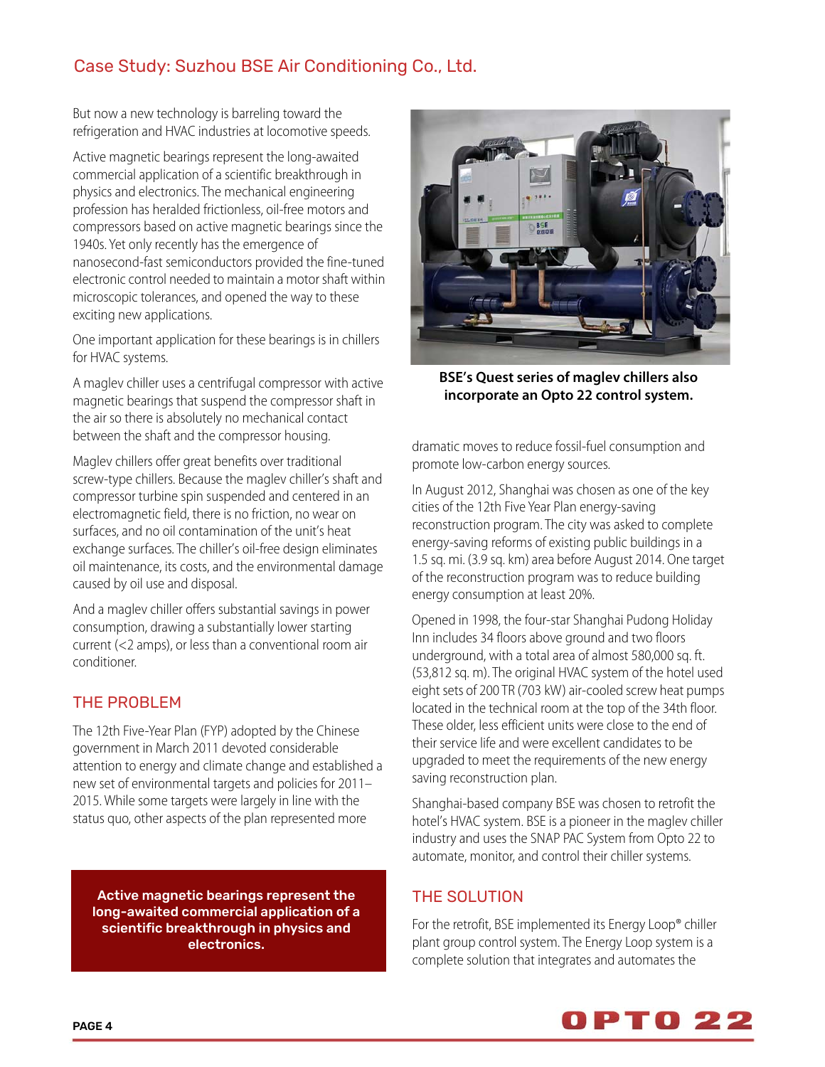But now a new technology is barreling toward the refrigeration and HVAC industries at locomotive speeds.

Active magnetic bearings represent the long-awaited commercial application of a scientific breakthrough in physics and electronics. The mechanical engineering profession has heralded frictionless, oil-free motors and compressors based on active magnetic bearings since the 1940s. Yet only recently has the emergence of nanosecond-fast semiconductors provided the fine-tuned electronic control needed to maintain a motor shaft within microscopic tolerances, and opened the way to these exciting new applications.

One important application for these bearings is in chillers for HVAC systems.

A maglev chiller uses a centrifugal compressor with active magnetic bearings that suspend the compressor shaft in the air so there is absolutely no mechanical contact between the shaft and the compressor housing.

Maglev chillers offer great benefits over traditional screw-type chillers. Because the maglev chiller's shaft and compressor turbine spin suspended and centered in an electromagnetic field, there is no friction, no wear on surfaces, and no oil contamination of the unit's heat exchange surfaces. The chiller's oil-free design eliminates oil maintenance, its costs, and the environmental damage caused by oil use and disposal.

And a maglev chiller offers substantial savings in power consumption, drawing a substantially lower starting current (<2 amps), or less than a conventional room air conditioner.

## THE PROBLEM

The 12th Five-Year Plan (FYP) adopted by the Chinese government in March 2011 devoted considerable attention to energy and climate change and established a new set of environmental targets and policies for 2011–2015. While some targets were largely in line with the status quo, other aspects of the plan represented more dramatic moves to reduce fossil-fuel consumption and promote low-carbon energy sources.

**Active magnetic bearings represent the long-awaited commercial application of a scientific breakthrough in physics and electronics.**

**BSE's Quest series of maglev chillers also incorporate an Opto 22 control system.**

In August 2012, Shanghai was chosen as one of the key cities of the 12th Five Year Plan energy-saving reconstruction program. The city was asked to complete energy-saving reforms of existing public buildings in a 1.5 sq. mi. (3.9 sq. km) area before August 2014. One target of the reconstruction program was to reduce building energy consumption at least 20%.

Opened in 1998, the four-star Shanghai Pudong Holiday Inn includes 34 floors above ground and two floors underground, with a total area of almost 580,000 sq. ft. (53,812 sq. m). The original HVAC system of the hotel used eight sets of 200 TR (703 kW) air-cooled screw heat pumps located in the technical room at the top of the 34th floor. These older, less efficient units were close to the end of their service life and were excellent candidates to be upgraded to meet the requirements of the new energy saving reconstruction plan.

Shanghai-based company BSE was chosen to retrofit the hotel's HVAC system. BSE is a pioneer in the maglev chiller industry and uses the SNAP PAC System from Opto 22 to automate, monitor, and control their chiller systems.

## THE SOLUTION

For the retrofit, BSE implemented its Energy Loop® chiller plant group control system. The Energy Loop system is a complete solution that integrates and automates the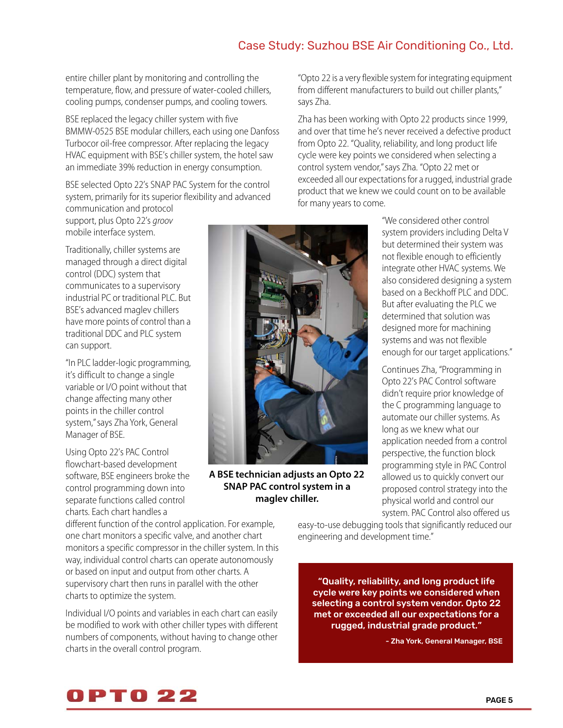entire chiller plant by monitoring and controlling the temperature, flow, and pressure of water-cooled chillers, cooling pumps, condenser pumps, and cooling towers.

BSE replaced the legacy chiller system with five BMMW-0525 BSE modular chillers, each using one Danfoss Turbocor oil-free compressor. After replacing the legacy HVAC equipment with BSE's chiller system, the hotel saw an immediate 39% reduction in energy consumption.

BSE selected Opto 22's SNAP PAC System for the control system, primarily for its superior flexibility and advanced communication and protocol support, plus Opto 22's *groov* mobile interface system.

Traditionally, chiller systems are managed through a direct digital control (DDC) system that communicates to a supervisory industrial PC or traditional PLC. But BSE's advanced maglev chillers have more points of control than a traditional DDC and PLC system can support.

"In PLC ladder-logic programming, it's difficult to change a single variable or I/O point without that change affecting many other points in the chiller control system," says Zha York, General Manager of BSE.

Using Opto 22's PAC Control flowchart-based development software, BSE engineers broke the control programming down into separate functions called control charts. Each chart handles a different function of the control application. For example, one chart monitors a specific valve, and another chart monitors a specific compressor in the chiller system. In this way, individual control charts can operate autonomously or based on input and output from other charts. A supervisory chart then runs in parallel with the other charts to optimize the system.

Individual I/O points and variables in each chart can easily be modified to work with other chiller types with different numbers of components, without having to change other charts in the overall control program.

**A BSE technician adjusts an Opto 22 SNAP PAC control system in a maglev chiller.**

"Opto 22 is a very flexible system for integrating equipment from different manufacturers to build out chiller plants," says Zha.

Zha has been working with Opto 22 products since 1999, and over that time he's never received a defective product from Opto 22. "Quality, reliability, and long product life cycle were key points we considered when selecting a control system vendor," says Zha. "Opto 22 met or exceeded all our expectations for a rugged, industrial grade product that we knew we could count on to be available for many years to come.

"We considered other control system providers including Delta V but determined their system was not flexible enough to efficiently integrate other HVAC systems. We also considered designing a system based on a Beckhoff PLC and DDC. But after evaluating the PLC we determined that solution was designed more for machining systems and was not flexible enough for our target applications."

Continues Zha, "Programming in Opto 22's PAC Control software didn't require prior knowledge of the C programming language to automate our chiller systems. As long as we knew what our application needed from a control perspective, the function block programming style in PAC Control allowed us to quickly convert our proposed control strategy into the physical world and control our system. PAC Control also offered us easy-to-use debugging tools that significantly reduced our engineering and development time."

> **"Quality, reliability, and long product life cycle were key points we considered when selecting a control system vendor. Opto 22 met or exceeded all our expectations for a rugged, industrial grade product."**
>
> **- Zha York, General Manager, BSE**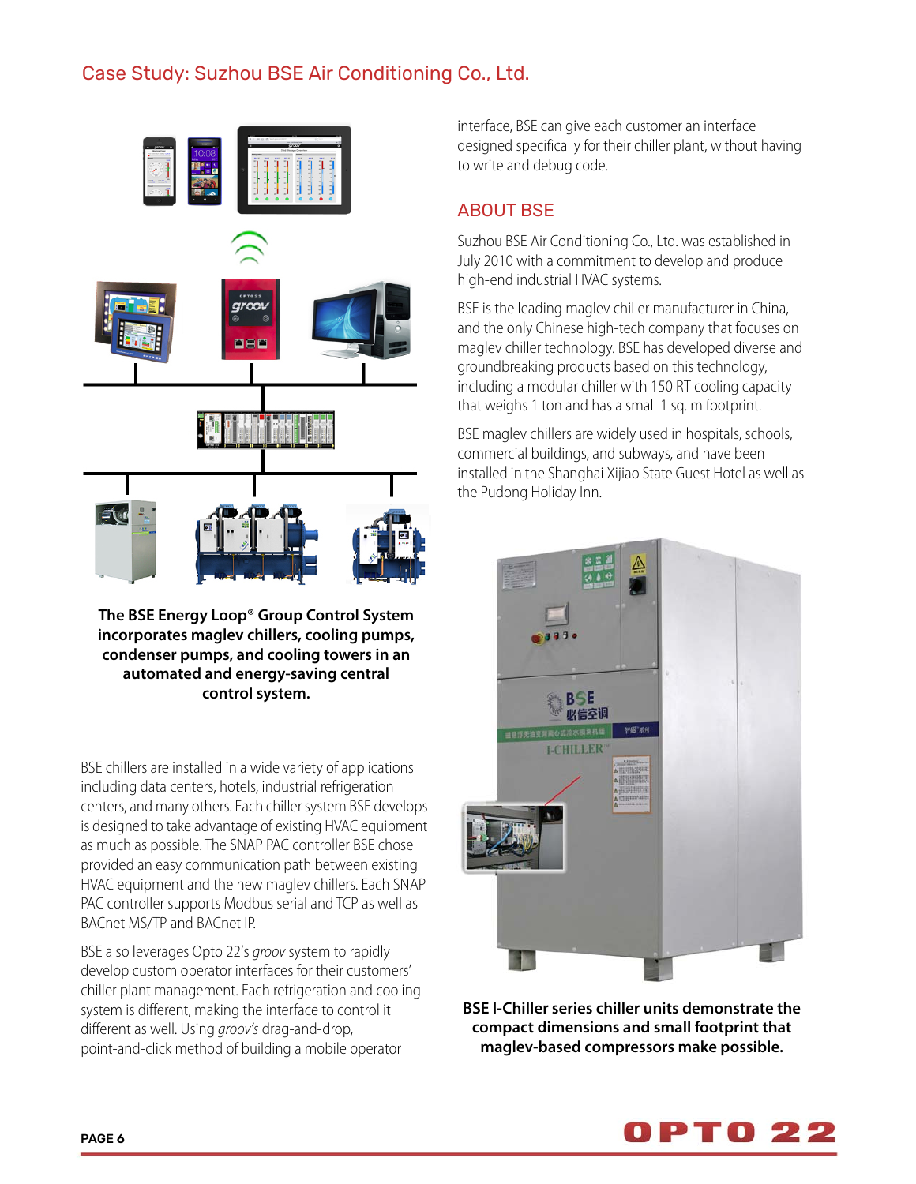## Case Study: Suzhou BSE Air Conditioning Co., Ltd.

**The BSE Energy Loop® Group Control System incorporates maglev chillers, cooling pumps, condenser pumps, and cooling towers in an automated and energy-saving central control system.**

BSE chillers are installed in a wide variety of applications including data centers, hotels, industrial refrigeration centers, and many others. Each chiller system BSE develops is designed to take advantage of existing HVAC equipment as much as possible. The SNAP PAC controller BSE chose provided an easy communication path between existing HVAC equipment and the new maglev chillers. Each SNAP PAC controller supports Modbus serial and TCP as well as BACnet MS/TP and BACnet IP.

BSE also leverages Opto 22's *groov* system to rapidly develop custom operator interfaces for their customers' chiller plant management. Each refrigeration and cooling system is different, making the interface to control it different as well. Using *groov's* drag-and-drop, point-and-click method of building a mobile operator interface, BSE can give each customer an interface designed specifically for their chiller plant, without having to write and debug code.

## ABOUT BSE

Suzhou BSE Air Conditioning Co., Ltd. was established in July 2010 with a commitment to develop and produce high-end industrial HVAC systems.

BSE is the leading maglev chiller manufacturer in China, and the only Chinese high-tech company that focuses on maglev chiller technology. BSE has developed diverse and groundbreaking products based on this technology, including a modular chiller with 150 RT cooling capacity that weighs 1 ton and has a small 1 sq. m footprint.

BSE maglev chillers are widely used in hospitals, schools, commercial buildings, and subways, and have been installed in the Shanghai Xijiao State Guest Hotel as well as the Pudong Holiday Inn.

**BSE I-Chiller series chiller units demonstrate the compact dimensions and small footprint that maglev-based compressors make possible.**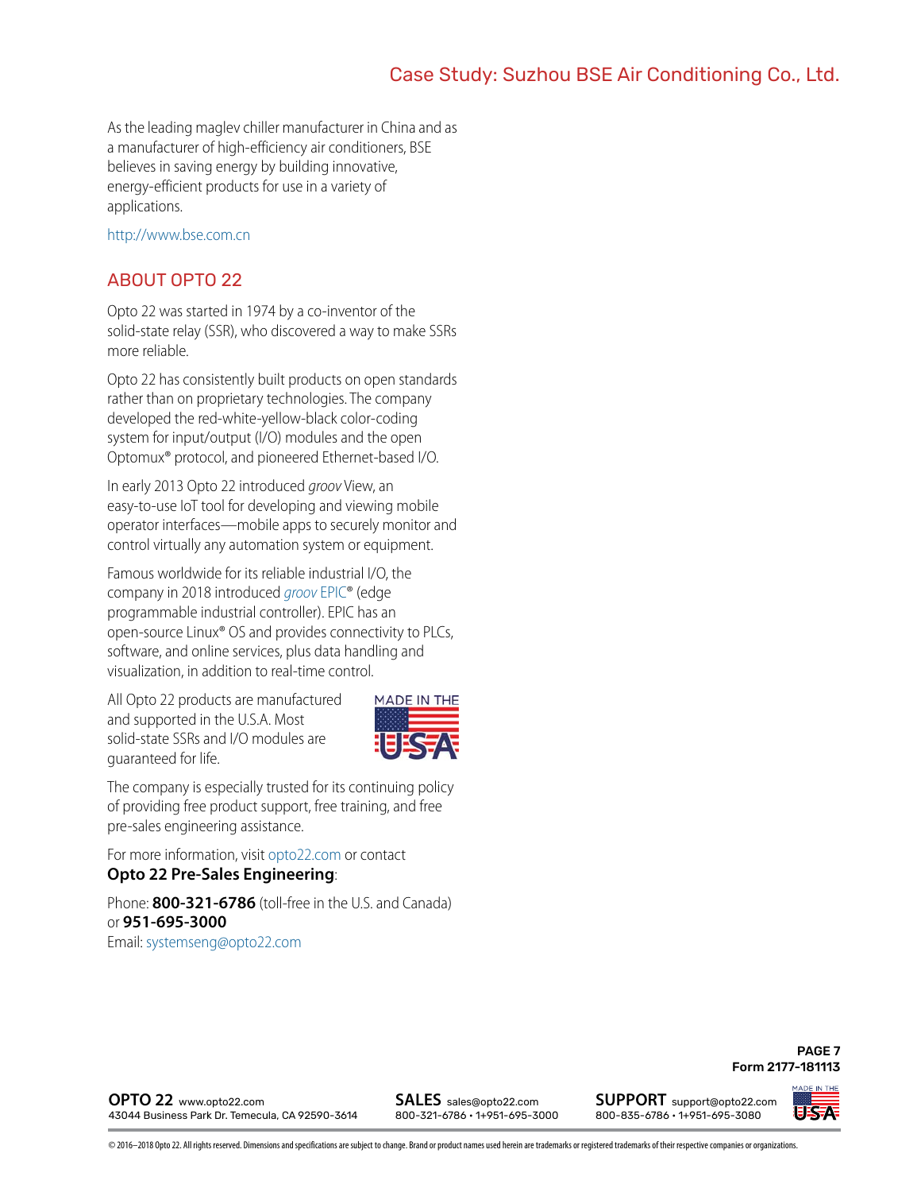As the leading maglev chiller manufacturer in China and as a manufacturer of high-efficiency air conditioners, BSE believes in saving energy by building innovative, energy-efficient products for use in a variety of applications.

http://www.bse.com.cn

## ABOUT OPTO 22

Opto 22 was started in 1974 by a co-inventor of the solid-state relay (SSR), who discovered a way to make SSRs more reliable.

Opto 22 has consistently built products on open standards rather than on proprietary technologies. The company developed the red-white-yellow-black color-coding system for input/output (I/O) modules and the open Optomux® protocol, and pioneered Ethernet-based I/O.

In early 2013 Opto 22 introduced *groov* View, an easy-to-use IoT tool for developing and viewing mobile operator interfaces—mobile apps to securely monitor and control virtually any automation system or equipment.

Famous worldwide for its reliable industrial I/O, the company in 2018 introduced *groov* EPIC® (edge programmable industrial controller). EPIC has an open-source Linux® OS and provides connectivity to PLCs, software, and online services, plus data handling and visualization, in addition to real-time control.

All Opto 22 products are manufactured and supported in the U.S.A. Most solid-state SSRs and I/O modules are guaranteed for life.

MADE IN THE USA

The company is especially trusted for its continuing policy of providing free product support, free training, and free pre-sales engineering assistance.

For more information, visit opto22.com or contact **Opto 22 Pre-Sales Engineering**:

Phone: **800-321-6786** (toll-free in the U.S. and Canada) or **951-695-3000**
Email: systemseng@opto22.com

Form 2177-181113

**OPTO 22** www.opto22.com
43044 Business Park Dr. Temecula, CA 92590-3614

**SALES** sales@opto22.com
800-321-6786 • 1+951-695-3000

**SUPPORT** support@opto22.com
800-835-6786 • 1+951-695-3080

© 2016–2018 Opto 22. All rights reserved. Dimensions and specifications are subject to change. Brand or product names used herein are trademarks or registered trademarks of their respective companies or organizations.